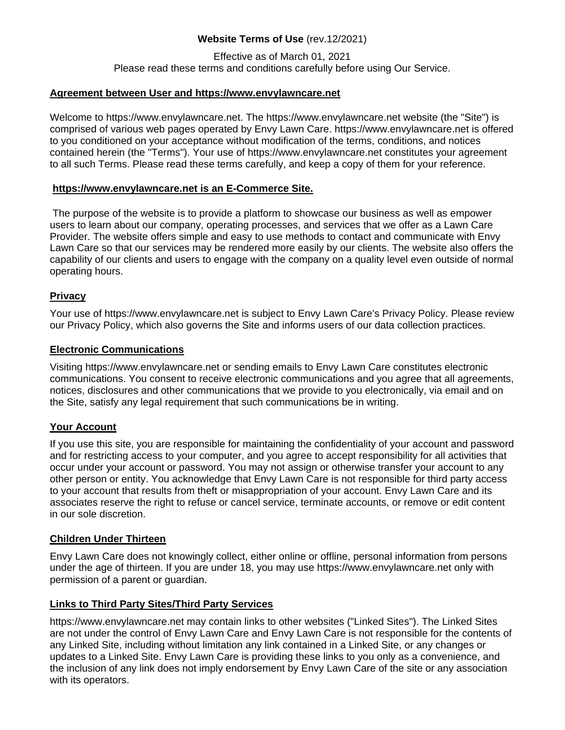# **Website Terms of Use** (rev.12/2021)

Effective as of March 01, 2021
Please read these terms and conditions carefully before using Our Service.

## Agreement between User and https://www.envylawncare.net

Welcome to https://www.envylawncare.net. The https://www.envylawncare.net website (the "Site") is comprised of various web pages operated by Envy Lawn Care. https://www.envylawncare.net is offered to you conditioned on your acceptance without modification of the terms, conditions, and notices contained herein (the "Terms"). Your use of https://www.envylawncare.net constitutes your agreement to all such Terms. Please read these terms carefully, and keep a copy of them for your reference.

## https://www.envylawncare.net is an E-Commerce Site.

The purpose of the website is to provide a platform to showcase our business as well as empower users to learn about our company, operating processes, and services that we offer as a Lawn Care Provider. The website offers simple and easy to use methods to contact and communicate with Envy Lawn Care so that our services may be rendered more easily by our clients. The website also offers the capability of our clients and users to engage with the company on a quality level even outside of normal operating hours.

## Privacy

Your use of https://www.envylawncare.net is subject to Envy Lawn Care's Privacy Policy. Please review our Privacy Policy, which also governs the Site and informs users of our data collection practices.

## Electronic Communications

Visiting https://www.envylawncare.net or sending emails to Envy Lawn Care constitutes electronic communications. You consent to receive electronic communications and you agree that all agreements, notices, disclosures and other communications that we provide to you electronically, via email and on the Site, satisfy any legal requirement that such communications be in writing.

## Your Account

If you use this site, you are responsible for maintaining the confidentiality of your account and password and for restricting access to your computer, and you agree to accept responsibility for all activities that occur under your account or password. You may not assign or otherwise transfer your account to any other person or entity. You acknowledge that Envy Lawn Care is not responsible for third party access to your account that results from theft or misappropriation of your account. Envy Lawn Care and its associates reserve the right to refuse or cancel service, terminate accounts, or remove or edit content in our sole discretion.

## Children Under Thirteen

Envy Lawn Care does not knowingly collect, either online or offline, personal information from persons under the age of thirteen. If you are under 18, you may use https://www.envylawncare.net only with permission of a parent or guardian.

## Links to Third Party Sites/Third Party Services

https://www.envylawncare.net may contain links to other websites ("Linked Sites"). The Linked Sites are not under the control of Envy Lawn Care and Envy Lawn Care is not responsible for the contents of any Linked Site, including without limitation any link contained in a Linked Site, or any changes or updates to a Linked Site. Envy Lawn Care is providing these links to you only as a convenience, and the inclusion of any link does not imply endorsement by Envy Lawn Care of the site or any association with its operators.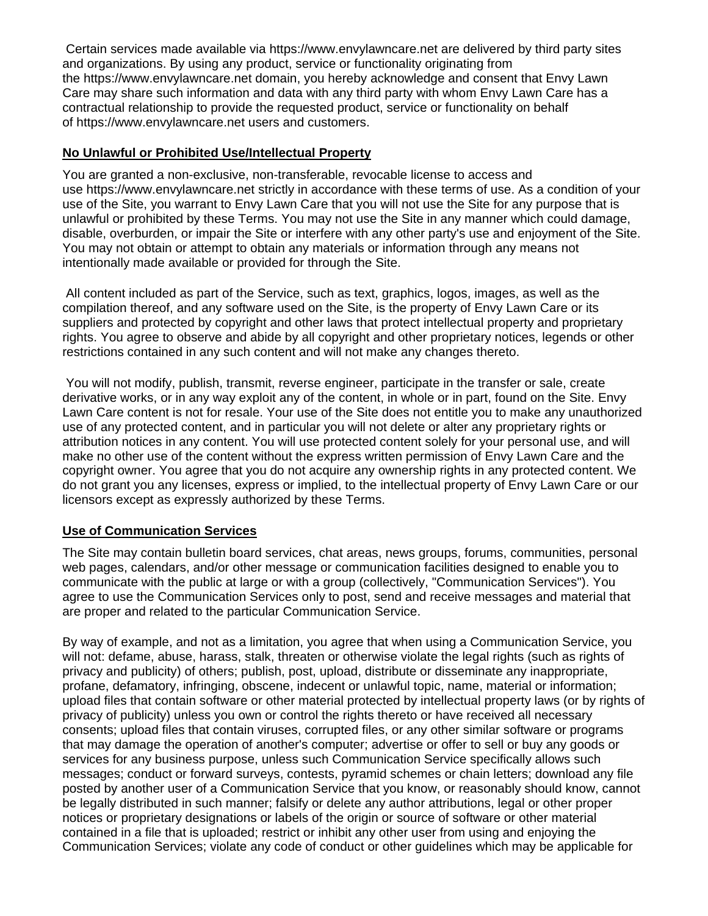Certain services made available via https://www.envylawncare.net are delivered by third party sites and organizations. By using any product, service or functionality originating from the https://www.envylawncare.net domain, you hereby acknowledge and consent that Envy Lawn Care may share such information and data with any third party with whom Envy Lawn Care has a contractual relationship to provide the requested product, service or functionality on behalf of https://www.envylawncare.net users and customers.

**No Unlawful or Prohibited Use/Intellectual Property**

You are granted a non-exclusive, non-transferable, revocable license to access and use https://www.envylawncare.net strictly in accordance with these terms of use. As a condition of your use of the Site, you warrant to Envy Lawn Care that you will not use the Site for any purpose that is unlawful or prohibited by these Terms. You may not use the Site in any manner which could damage, disable, overburden, or impair the Site or interfere with any other party's use and enjoyment of the Site. You may not obtain or attempt to obtain any materials or information through any means not intentionally made available or provided for through the Site.

All content included as part of the Service, such as text, graphics, logos, images, as well as the compilation thereof, and any software used on the Site, is the property of Envy Lawn Care or its suppliers and protected by copyright and other laws that protect intellectual property and proprietary rights. You agree to observe and abide by all copyright and other proprietary notices, legends or other restrictions contained in any such content and will not make any changes thereto.

You will not modify, publish, transmit, reverse engineer, participate in the transfer or sale, create derivative works, or in any way exploit any of the content, in whole or in part, found on the Site. Envy Lawn Care content is not for resale. Your use of the Site does not entitle you to make any unauthorized use of any protected content, and in particular you will not delete or alter any proprietary rights or attribution notices in any content. You will use protected content solely for your personal use, and will make no other use of the content without the express written permission of Envy Lawn Care and the copyright owner. You agree that you do not acquire any ownership rights in any protected content. We do not grant you any licenses, express or implied, to the intellectual property of Envy Lawn Care or our licensors except as expressly authorized by these Terms.

**Use of Communication Services**

The Site may contain bulletin board services, chat areas, news groups, forums, communities, personal web pages, calendars, and/or other message or communication facilities designed to enable you to communicate with the public at large or with a group (collectively, "Communication Services"). You agree to use the Communication Services only to post, send and receive messages and material that are proper and related to the particular Communication Service.

By way of example, and not as a limitation, you agree that when using a Communication Service, you will not: defame, abuse, harass, stalk, threaten or otherwise violate the legal rights (such as rights of privacy and publicity) of others; publish, post, upload, distribute or disseminate any inappropriate, profane, defamatory, infringing, obscene, indecent or unlawful topic, name, material or information; upload files that contain software or other material protected by intellectual property laws (or by rights of privacy of publicity) unless you own or control the rights thereto or have received all necessary consents; upload files that contain viruses, corrupted files, or any other similar software or programs that may damage the operation of another's computer; advertise or offer to sell or buy any goods or services for any business purpose, unless such Communication Service specifically allows such messages; conduct or forward surveys, contests, pyramid schemes or chain letters; download any file posted by another user of a Communication Service that you know, or reasonably should know, cannot be legally distributed in such manner; falsify or delete any author attributions, legal or other proper notices or proprietary designations or labels of the origin or source of software or other material contained in a file that is uploaded; restrict or inhibit any other user from using and enjoying the Communication Services; violate any code of conduct or other guidelines which may be applicable for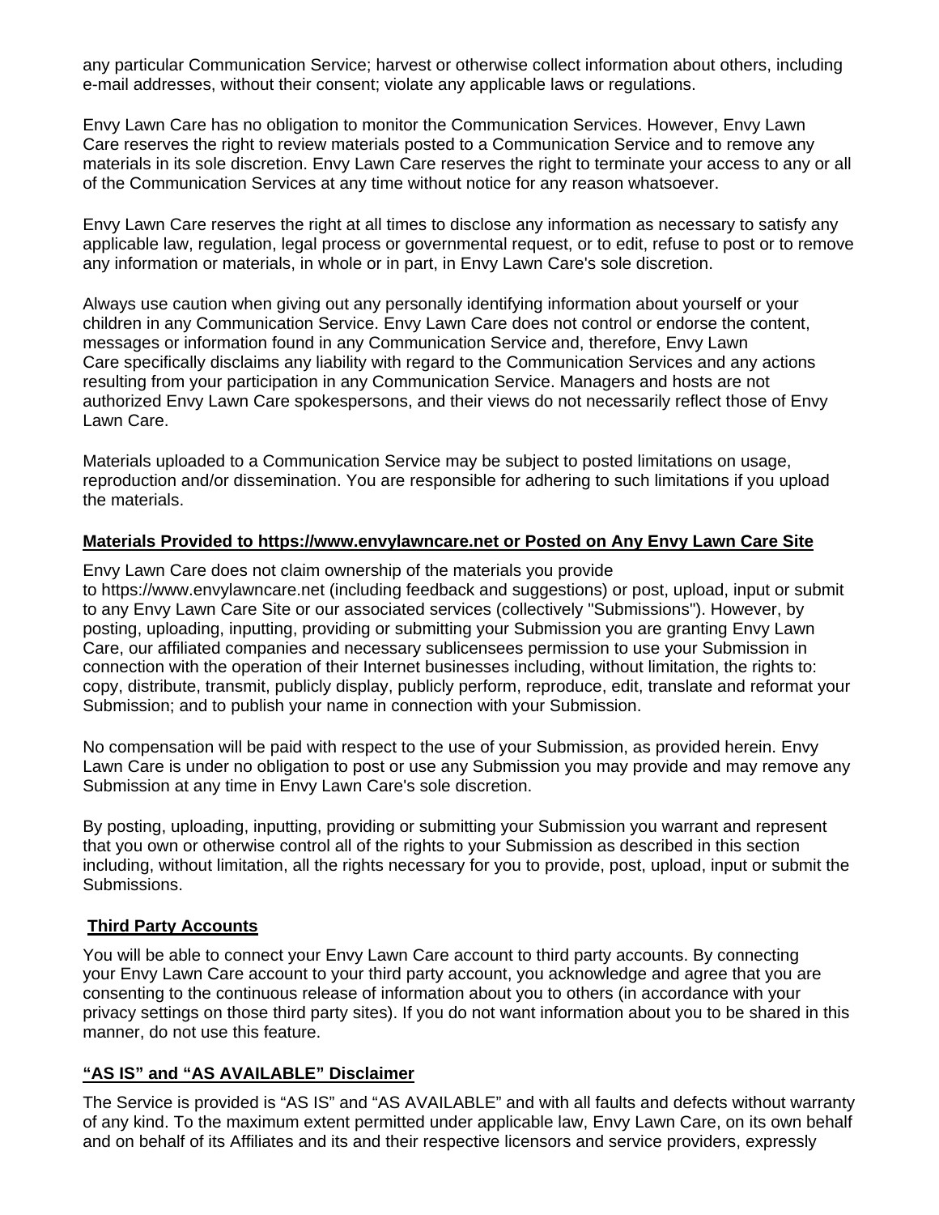any particular Communication Service; harvest or otherwise collect information about others, including e-mail addresses, without their consent; violate any applicable laws or regulations.

Envy Lawn Care has no obligation to monitor the Communication Services. However, Envy Lawn Care reserves the right to review materials posted to a Communication Service and to remove any materials in its sole discretion. Envy Lawn Care reserves the right to terminate your access to any or all of the Communication Services at any time without notice for any reason whatsoever.

Envy Lawn Care reserves the right at all times to disclose any information as necessary to satisfy any applicable law, regulation, legal process or governmental request, or to edit, refuse to post or to remove any information or materials, in whole or in part, in Envy Lawn Care's sole discretion.

Always use caution when giving out any personally identifying information about yourself or your children in any Communication Service. Envy Lawn Care does not control or endorse the content, messages or information found in any Communication Service and, therefore, Envy Lawn Care specifically disclaims any liability with regard to the Communication Services and any actions resulting from your participation in any Communication Service. Managers and hosts are not authorized Envy Lawn Care spokespersons, and their views do not necessarily reflect those of Envy Lawn Care.

Materials uploaded to a Communication Service may be subject to posted limitations on usage, reproduction and/or dissemination. You are responsible for adhering to such limitations if you upload the materials.

**Materials Provided to https://www.envylawncare.net or Posted on Any Envy Lawn Care Site**

Envy Lawn Care does not claim ownership of the materials you provide to https://www.envylawncare.net (including feedback and suggestions) or post, upload, input or submit to any Envy Lawn Care Site or our associated services (collectively "Submissions"). However, by posting, uploading, inputting, providing or submitting your Submission you are granting Envy Lawn Care, our affiliated companies and necessary sublicensees permission to use your Submission in connection with the operation of their Internet businesses including, without limitation, the rights to: copy, distribute, transmit, publicly display, publicly perform, reproduce, edit, translate and reformat your Submission; and to publish your name in connection with your Submission.

No compensation will be paid with respect to the use of your Submission, as provided herein. Envy Lawn Care is under no obligation to post or use any Submission you may provide and may remove any Submission at any time in Envy Lawn Care's sole discretion.

By posting, uploading, inputting, providing or submitting your Submission you warrant and represent that you own or otherwise control all of the rights to your Submission as described in this section including, without limitation, all the rights necessary for you to provide, post, upload, input or submit the Submissions.

**Third Party Accounts**

You will be able to connect your Envy Lawn Care account to third party accounts. By connecting your Envy Lawn Care account to your third party account, you acknowledge and agree that you are consenting to the continuous release of information about you to others (in accordance with your privacy settings on those third party sites). If you do not want information about you to be shared in this manner, do not use this feature.

**"AS IS" and "AS AVAILABLE" Disclaimer**

The Service is provided is "AS IS" and "AS AVAILABLE" and with all faults and defects without warranty of any kind. To the maximum extent permitted under applicable law, Envy Lawn Care, on its own behalf and on behalf of its Affiliates and its and their respective licensors and service providers, expressly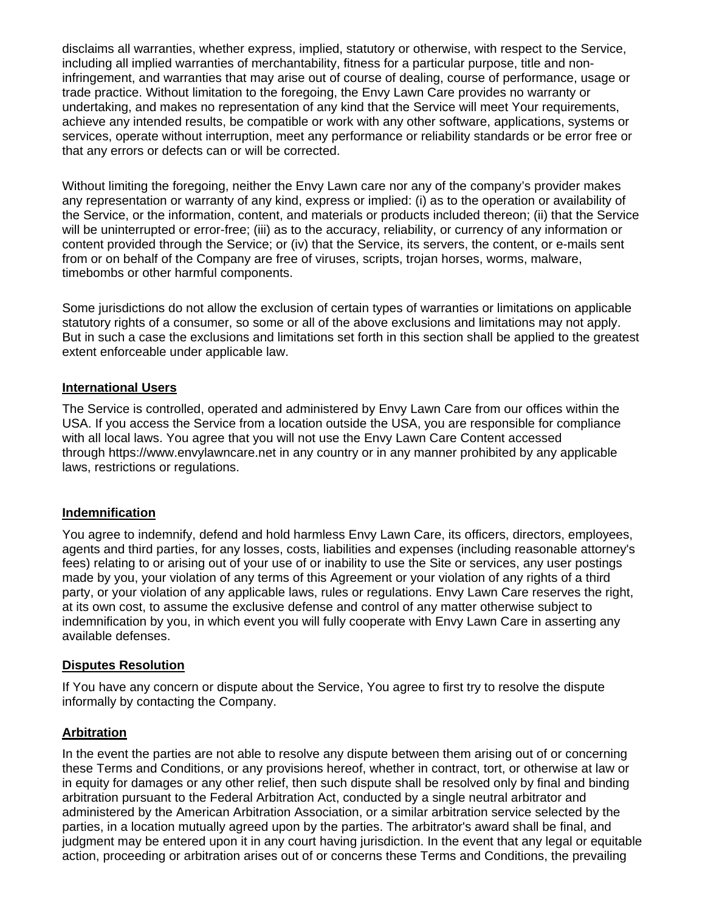disclaims all warranties, whether express, implied, statutory or otherwise, with respect to the Service, including all implied warranties of merchantability, fitness for a particular purpose, title and non-infringement, and warranties that may arise out of course of dealing, course of performance, usage or trade practice. Without limitation to the foregoing, the Envy Lawn Care provides no warranty or undertaking, and makes no representation of any kind that the Service will meet Your requirements, achieve any intended results, be compatible or work with any other software, applications, systems or services, operate without interruption, meet any performance or reliability standards or be error free or that any errors or defects can or will be corrected.

Without limiting the foregoing, neither the Envy Lawn care nor any of the company's provider makes any representation or warranty of any kind, express or implied: (i) as to the operation or availability of the Service, or the information, content, and materials or products included thereon; (ii) that the Service will be uninterrupted or error-free; (iii) as to the accuracy, reliability, or currency of any information or content provided through the Service; or (iv) that the Service, its servers, the content, or e-mails sent from or on behalf of the Company are free of viruses, scripts, trojan horses, worms, malware, timebombs or other harmful components.

Some jurisdictions do not allow the exclusion of certain types of warranties or limitations on applicable statutory rights of a consumer, so some or all of the above exclusions and limitations may not apply. But in such a case the exclusions and limitations set forth in this section shall be applied to the greatest extent enforceable under applicable law.

## International Users

The Service is controlled, operated and administered by Envy Lawn Care from our offices within the USA. If you access the Service from a location outside the USA, you are responsible for compliance with all local laws. You agree that you will not use the Envy Lawn Care Content accessed through https://www.envylawncare.net in any country or in any manner prohibited by any applicable laws, restrictions or regulations.

## Indemnification

You agree to indemnify, defend and hold harmless Envy Lawn Care, its officers, directors, employees, agents and third parties, for any losses, costs, liabilities and expenses (including reasonable attorney's fees) relating to or arising out of your use of or inability to use the Site or services, any user postings made by you, your violation of any terms of this Agreement or your violation of any rights of a third party, or your violation of any applicable laws, rules or regulations. Envy Lawn Care reserves the right, at its own cost, to assume the exclusive defense and control of any matter otherwise subject to indemnification by you, in which event you will fully cooperate with Envy Lawn Care in asserting any available defenses.

## Disputes Resolution

If You have any concern or dispute about the Service, You agree to first try to resolve the dispute informally by contacting the Company.

## Arbitration

In the event the parties are not able to resolve any dispute between them arising out of or concerning these Terms and Conditions, or any provisions hereof, whether in contract, tort, or otherwise at law or in equity for damages or any other relief, then such dispute shall be resolved only by final and binding arbitration pursuant to the Federal Arbitration Act, conducted by a single neutral arbitrator and administered by the American Arbitration Association, or a similar arbitration service selected by the parties, in a location mutually agreed upon by the parties. The arbitrator's award shall be final, and judgment may be entered upon it in any court having jurisdiction. In the event that any legal or equitable action, proceeding or arbitration arises out of or concerns these Terms and Conditions, the prevailing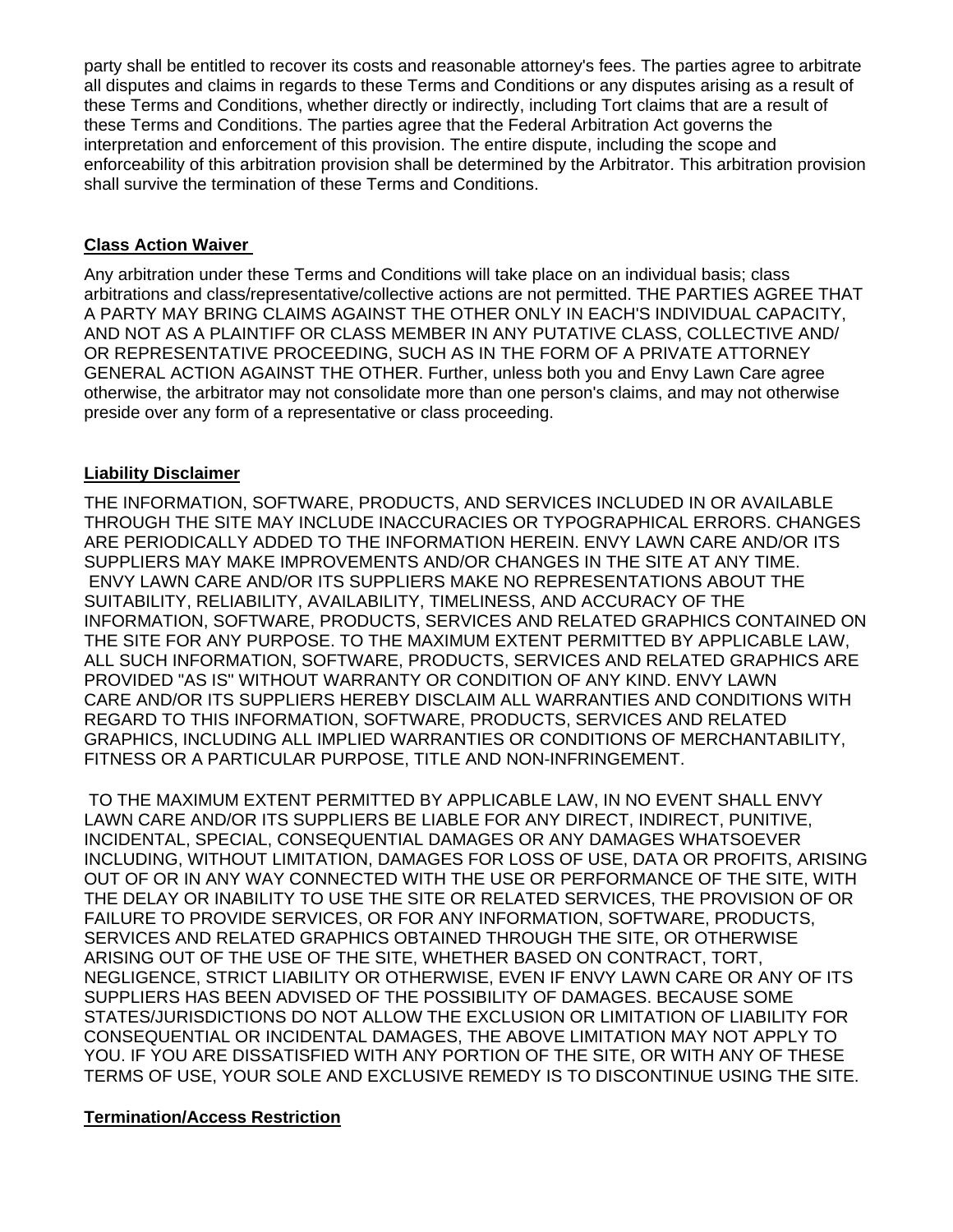party shall be entitled to recover its costs and reasonable attorney's fees. The parties agree to arbitrate all disputes and claims in regards to these Terms and Conditions or any disputes arising as a result of these Terms and Conditions, whether directly or indirectly, including Tort claims that are a result of these Terms and Conditions. The parties agree that the Federal Arbitration Act governs the interpretation and enforcement of this provision. The entire dispute, including the scope and enforceability of this arbitration provision shall be determined by the Arbitrator. This arbitration provision shall survive the termination of these Terms and Conditions.

## Class Action Waiver

Any arbitration under these Terms and Conditions will take place on an individual basis; class arbitrations and class/representative/collective actions are not permitted. THE PARTIES AGREE THAT A PARTY MAY BRING CLAIMS AGAINST THE OTHER ONLY IN EACH'S INDIVIDUAL CAPACITY, AND NOT AS A PLAINTIFF OR CLASS MEMBER IN ANY PUTATIVE CLASS, COLLECTIVE AND/ OR REPRESENTATIVE PROCEEDING, SUCH AS IN THE FORM OF A PRIVATE ATTORNEY GENERAL ACTION AGAINST THE OTHER. Further, unless both you and Envy Lawn Care agree otherwise, the arbitrator may not consolidate more than one person's claims, and may not otherwise preside over any form of a representative or class proceeding.

## Liability Disclaimer

THE INFORMATION, SOFTWARE, PRODUCTS, AND SERVICES INCLUDED IN OR AVAILABLE THROUGH THE SITE MAY INCLUDE INACCURACIES OR TYPOGRAPHICAL ERRORS. CHANGES ARE PERIODICALLY ADDED TO THE INFORMATION HEREIN. ENVY LAWN CARE AND/OR ITS SUPPLIERS MAY MAKE IMPROVEMENTS AND/OR CHANGES IN THE SITE AT ANY TIME. ENVY LAWN CARE AND/OR ITS SUPPLIERS MAKE NO REPRESENTATIONS ABOUT THE SUITABILITY, RELIABILITY, AVAILABILITY, TIMELINESS, AND ACCURACY OF THE INFORMATION, SOFTWARE, PRODUCTS, SERVICES AND RELATED GRAPHICS CONTAINED ON THE SITE FOR ANY PURPOSE. TO THE MAXIMUM EXTENT PERMITTED BY APPLICABLE LAW, ALL SUCH INFORMATION, SOFTWARE, PRODUCTS, SERVICES AND RELATED GRAPHICS ARE PROVIDED "AS IS" WITHOUT WARRANTY OR CONDITION OF ANY KIND. ENVY LAWN CARE AND/OR ITS SUPPLIERS HEREBY DISCLAIM ALL WARRANTIES AND CONDITIONS WITH REGARD TO THIS INFORMATION, SOFTWARE, PRODUCTS, SERVICES AND RELATED GRAPHICS, INCLUDING ALL IMPLIED WARRANTIES OR CONDITIONS OF MERCHANTABILITY, FITNESS OR A PARTICULAR PURPOSE, TITLE AND NON-INFRINGEMENT.

TO THE MAXIMUM EXTENT PERMITTED BY APPLICABLE LAW, IN NO EVENT SHALL ENVY LAWN CARE AND/OR ITS SUPPLIERS BE LIABLE FOR ANY DIRECT, INDIRECT, PUNITIVE, INCIDENTAL, SPECIAL, CONSEQUENTIAL DAMAGES OR ANY DAMAGES WHATSOEVER INCLUDING, WITHOUT LIMITATION, DAMAGES FOR LOSS OF USE, DATA OR PROFITS, ARISING OUT OF OR IN ANY WAY CONNECTED WITH THE USE OR PERFORMANCE OF THE SITE, WITH THE DELAY OR INABILITY TO USE THE SITE OR RELATED SERVICES, THE PROVISION OF OR FAILURE TO PROVIDE SERVICES, OR FOR ANY INFORMATION, SOFTWARE, PRODUCTS, SERVICES AND RELATED GRAPHICS OBTAINED THROUGH THE SITE, OR OTHERWISE ARISING OUT OF THE USE OF THE SITE, WHETHER BASED ON CONTRACT, TORT, NEGLIGENCE, STRICT LIABILITY OR OTHERWISE, EVEN IF ENVY LAWN CARE OR ANY OF ITS SUPPLIERS HAS BEEN ADVISED OF THE POSSIBILITY OF DAMAGES. BECAUSE SOME STATES/JURISDICTIONS DO NOT ALLOW THE EXCLUSION OR LIMITATION OF LIABILITY FOR CONSEQUENTIAL OR INCIDENTAL DAMAGES, THE ABOVE LIMITATION MAY NOT APPLY TO YOU. IF YOU ARE DISSATISFIED WITH ANY PORTION OF THE SITE, OR WITH ANY OF THESE TERMS OF USE, YOUR SOLE AND EXCLUSIVE REMEDY IS TO DISCONTINUE USING THE SITE.

## Termination/Access Restriction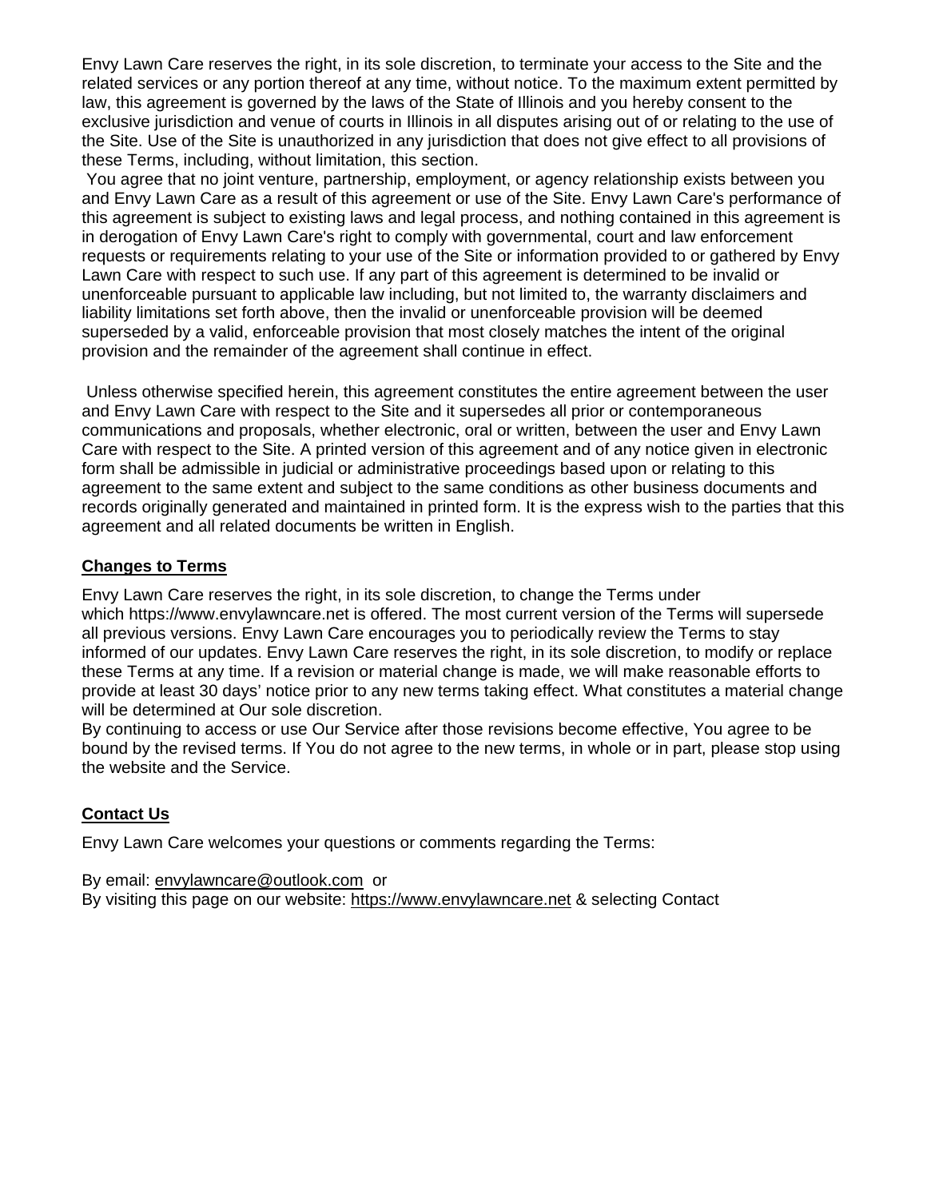Envy Lawn Care reserves the right, in its sole discretion, to terminate your access to the Site and the related services or any portion thereof at any time, without notice. To the maximum extent permitted by law, this agreement is governed by the laws of the State of Illinois and you hereby consent to the exclusive jurisdiction and venue of courts in Illinois in all disputes arising out of or relating to the use of the Site. Use of the Site is unauthorized in any jurisdiction that does not give effect to all provisions of these Terms, including, without limitation, this section.

You agree that no joint venture, partnership, employment, or agency relationship exists between you and Envy Lawn Care as a result of this agreement or use of the Site. Envy Lawn Care's performance of this agreement is subject to existing laws and legal process, and nothing contained in this agreement is in derogation of Envy Lawn Care's right to comply with governmental, court and law enforcement requests or requirements relating to your use of the Site or information provided to or gathered by Envy Lawn Care with respect to such use. If any part of this agreement is determined to be invalid or unenforceable pursuant to applicable law including, but not limited to, the warranty disclaimers and liability limitations set forth above, then the invalid or unenforceable provision will be deemed superseded by a valid, enforceable provision that most closely matches the intent of the original provision and the remainder of the agreement shall continue in effect.

Unless otherwise specified herein, this agreement constitutes the entire agreement between the user and Envy Lawn Care with respect to the Site and it supersedes all prior or contemporaneous communications and proposals, whether electronic, oral or written, between the user and Envy Lawn Care with respect to the Site. A printed version of this agreement and of any notice given in electronic form shall be admissible in judicial or administrative proceedings based upon or relating to this agreement to the same extent and subject to the same conditions as other business documents and records originally generated and maintained in printed form. It is the express wish to the parties that this agreement and all related documents be written in English.

## Changes to Terms

Envy Lawn Care reserves the right, in its sole discretion, to change the Terms under which https://www.envylawncare.net is offered. The most current version of the Terms will supersede all previous versions. Envy Lawn Care encourages you to periodically review the Terms to stay informed of our updates. Envy Lawn Care reserves the right, in its sole discretion, to modify or replace these Terms at any time. If a revision or material change is made, we will make reasonable efforts to provide at least 30 days' notice prior to any new terms taking effect. What constitutes a material change will be determined at Our sole discretion.

By continuing to access or use Our Service after those revisions become effective, You agree to be bound by the revised terms. If You do not agree to the new terms, in whole or in part, please stop using the website and the Service.

## Contact Us

Envy Lawn Care welcomes your questions or comments regarding the Terms:

By email: envylawncare@outlook.com or

By visiting this page on our website: https://www.envylawncare.net & selecting Contact